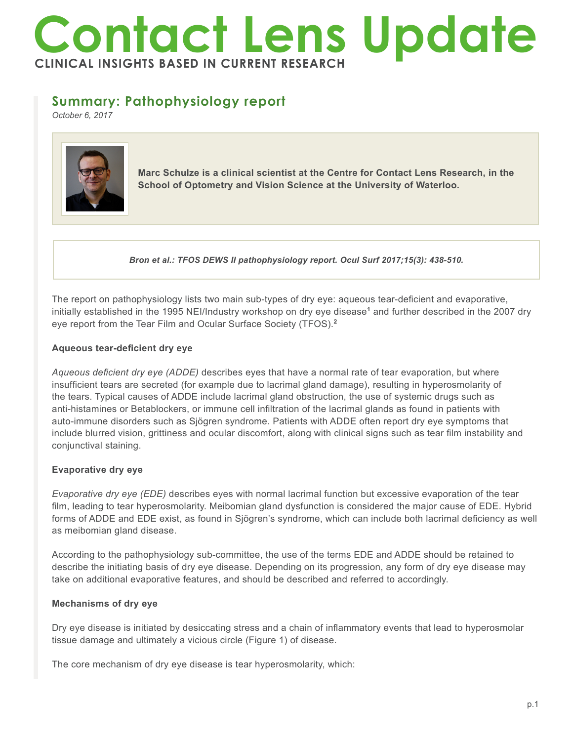# Contact Lens Update

**CLINICAL INSIGHTS BASED IN CURRENT RESEARCH**

## Summary: Pathophysiology report

*October 6, 2017*

**Marc Schulze is a clinical scientist at the Centre for Contact Lens Research, in the School of Optometry and Vision Science at the University of Waterloo.**

***Bron et al.: TFOS DEWS II pathophysiology report. Ocul Surf 2017;15(3): 438-510.***

The report on pathophysiology lists two main sub-types of dry eye: aqueous tear-deficient and evaporative, initially established in the 1995 NEI/Industry workshop on dry eye disease[1] and further described in the 2007 dry eye report from the Tear Film and Ocular Surface Society (TFOS).[2]

**Aqueous tear-deficient dry eye**

*Aqueous deficient dry eye (ADDE)* describes eyes that have a normal rate of tear evaporation, but where insufficient tears are secreted (for example due to lacrimal gland damage), resulting in hyperosmolarity of the tears. Typical causes of ADDE include lacrimal gland obstruction, the use of systemic drugs such as anti-histamines or Betablockers, or immune cell infiltration of the lacrimal glands as found in patients with auto-immune disorders such as Sjögren syndrome. Patients with ADDE often report dry eye symptoms that include blurred vision, grittiness and ocular discomfort, along with clinical signs such as tear film instability and conjunctival staining.

**Evaporative dry eye**

*Evaporative dry eye (EDE)* describes eyes with normal lacrimal function but excessive evaporation of the tear film, leading to tear hyperosmolarity. Meibomian gland dysfunction is considered the major cause of EDE. Hybrid forms of ADDE and EDE exist, as found in Sjögren's syndrome, which can include both lacrimal deficiency as well as meibomian gland disease.

According to the pathophysiology sub-committee, the use of the terms EDE and ADDE should be retained to describe the initiating basis of dry eye disease. Depending on its progression, any form of dry eye disease may take on additional evaporative features, and should be described and referred to accordingly.

**Mechanisms of dry eye**

Dry eye disease is initiated by desiccating stress and a chain of inflammatory events that lead to hyperosmolar tissue damage and ultimately a vicious circle (Figure 1) of disease.

The core mechanism of dry eye disease is tear hyperosmolarity, which: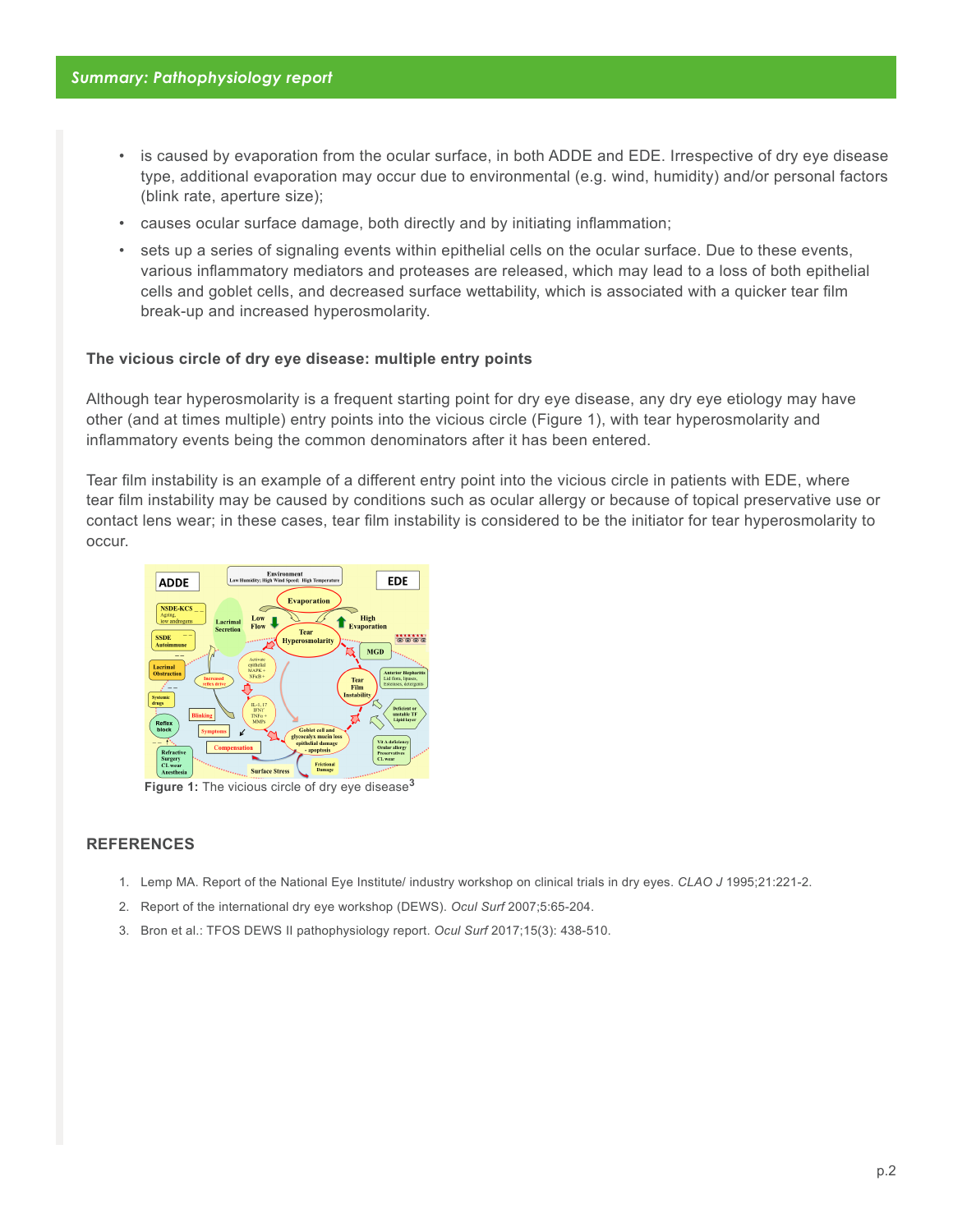- is caused by evaporation from the ocular surface, in both ADDE and EDE. Irrespective of dry eye disease type, additional evaporation may occur due to environmental (e.g. wind, humidity) and/or personal factors (blink rate, aperture size);
- causes ocular surface damage, both directly and by initiating inflammation;
- sets up a series of signaling events within epithelial cells on the ocular surface. Due to these events, various inflammatory mediators and proteases are released, which may lead to a loss of both epithelial cells and goblet cells, and decreased surface wettability, which is associated with a quicker tear film break-up and increased hyperosmolarity.

**The vicious circle of dry eye disease: multiple entry points**

Although tear hyperosmolarity is a frequent starting point for dry eye disease, any dry eye etiology may have other (and at times multiple) entry points into the vicious circle (Figure 1), with tear hyperosmolarity and inflammatory events being the common denominators after it has been entered.

Tear film instability is an example of a different entry point into the vicious circle in patients with EDE, where tear film instability may be caused by conditions such as ocular allergy or because of topical preservative use or contact lens wear; in these cases, tear film instability is considered to be the initiator for tear hyperosmolarity to occur.

ADDE
EDE
Environment
Low Humidity; High Wind Speed; High Temperature
Evaporation
NSDE-KCS
Ageing, low androgens
Lacrimal Secretion
Low Flow
High Evaporation
Tear Hyperosmolarity
SSDE Autoimmune
MGD
Lacrimal Obstruction
Activate epithelial MAPK + NFkB +
Anterior blepharitis
Lid flora, lipases, esterases, detergents
Increased reflex drive
Tear Film Instability
Systemic drugs
IL-1, 17 IFN? TNFα + MMPs
Deficient or unstable TF Lipid layer
Reflex block
Blinking
Symptoms
Goblet cell and glycocalyx mucin loss epithelial damage - apoptosis
Vit A deficiency
Ocular allergy
Preservatives
CL wear
Compensation
Refractive Surgery
CL wear
Anesthesia
Surface Stress
Frictional Damage

**Figure 1:** The vicious circle of dry eye disease[3]

## REFERENCES

1. Lemp MA. Report of the National Eye Institute/ industry workshop on clinical trials in dry eyes. *CLAO J* 1995;21:221-2.
2. Report of the international dry eye workshop (DEWS). *Ocul Surf* 2007;5:65-204.
3. Bron et al.: TFOS DEWS II pathophysiology report. *Ocul Surf* 2017;15(3): 438-510.